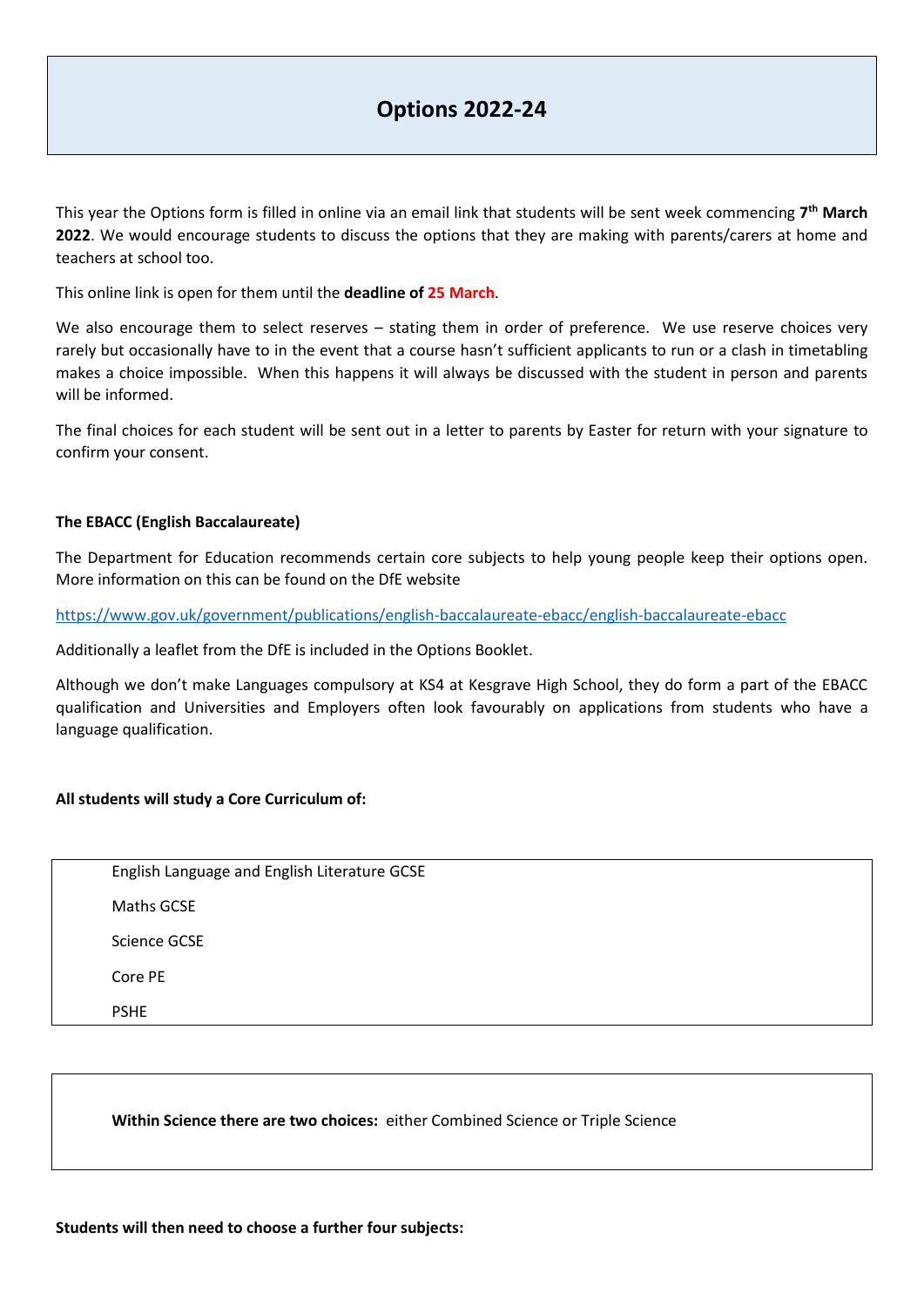# Options 2022-24

This year the Options form is filled in online via an email link that students will be sent week commencing **7th March 2022**. We would encourage students to discuss the options that they are making with parents/carers at home and teachers at school too.

This online link is open for them until the **deadline of 25 March**.

We also encourage them to select reserves – stating them in order of preference. We use reserve choices very rarely but occasionally have to in the event that a course hasn't sufficient applicants to run or a clash in timetabling makes a choice impossible. When this happens it will always be discussed with the student in person and parents will be informed.

The final choices for each student will be sent out in a letter to parents by Easter for return with your signature to confirm your consent.

**The EBACC (English Baccalaureate)**

The Department for Education recommends certain core subjects to help young people keep their options open. More information on this can be found on the DfE website

https://www.gov.uk/government/publications/english-baccalaureate-ebacc/english-baccalaureate-ebacc

Additionally a leaflet from the DfE is included in the Options Booklet.

Although we don't make Languages compulsory at KS4 at Kesgrave High School, they do form a part of the EBACC qualification and Universities and Employers often look favourably on applications from students who have a language qualification.

**All students will study a Core Curriculum of:**

- English Language and English Literature GCSE
- Maths GCSE
- Science GCSE
- Core PE
- PSHE

**Within Science there are two choices:** either Combined Science or Triple Science

**Students will then need to choose a further four subjects:**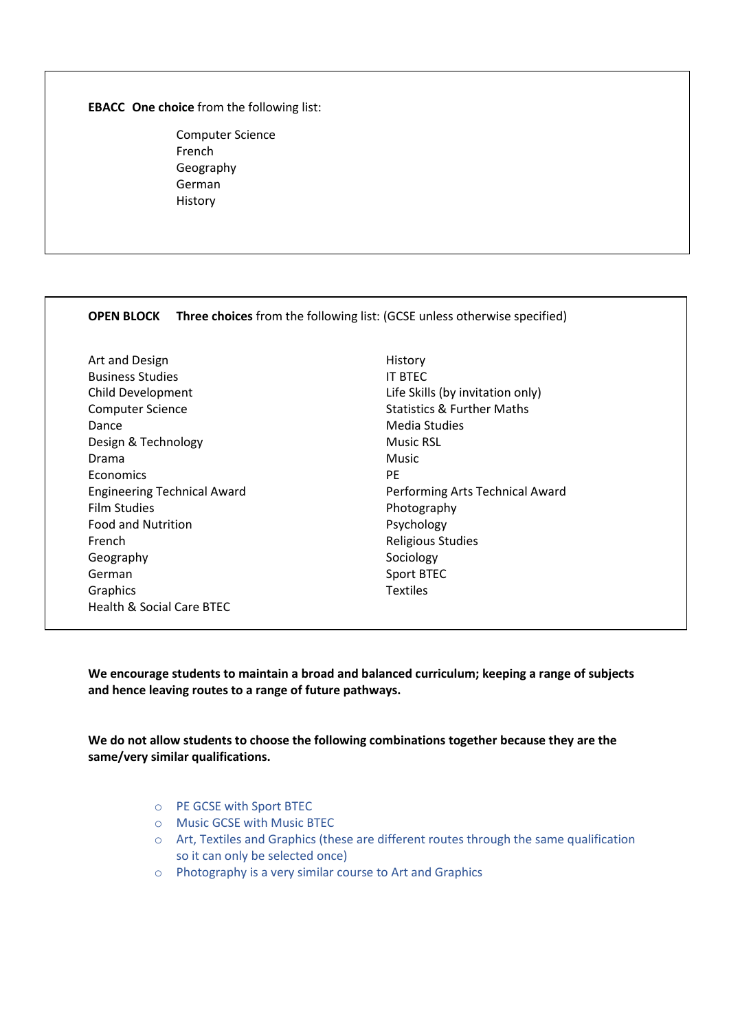**EBACC** **One choice** from the following list:

- Computer Science
- French
- Geography
- German
- History

**OPEN BLOCK** **Three choices** from the following list: (GCSE unless otherwise specified)

- Art and Design
- Business Studies
- Child Development
- Computer Science
- Dance
- Design & Technology
- Drama
- Economics
- Engineering Technical Award
- Film Studies
- Food and Nutrition
- French
- Geography
- German
- Graphics
- Health & Social Care BTEC
- History
- IT BTEC
- Life Skills (by invitation only)
- Statistics & Further Maths
- Media Studies
- Music RSL
- Music
- PE
- Performing Arts Technical Award
- Photography
- Psychology
- Religious Studies
- Sociology
- Sport BTEC
- Textiles

**We encourage students to maintain a broad and balanced curriculum; keeping a range of subjects and hence leaving routes to a range of future pathways.**

**We do not allow students to choose the following combinations together because they are the same/very similar qualifications.**

- PE GCSE with Sport BTEC
- Music GCSE with Music BTEC
- Art, Textiles and Graphics (these are different routes through the same qualification so it can only be selected once)
- Photography is a very similar course to Art and Graphics